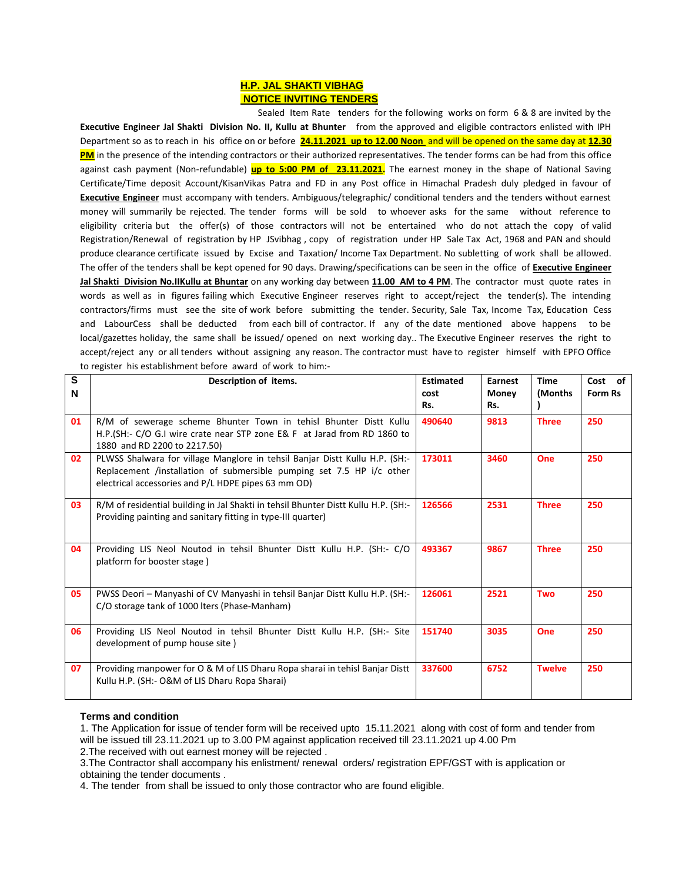# H.P. JAL SHAKTI VIBHAG

## NOTICE INVITING TENDERS

Sealed Item Rate tenders for the following works on form 6 & 8 are invited by the **Executive Engineer Jal Shakti Division No. II, Kullu at Bhunter** from the approved and eligible contractors enlisted with IPH Department so as to reach in his office on or before **24.11.2021 up to 12.00 Noon** and will be opened on the same day at **12.30 PM** in the presence of the intending contractors or their authorized representatives. The tender forms can be had from this office against cash payment (Non-refundable) **up to 5:00 PM of 23.11.2021.** The earnest money in the shape of National Saving Certificate/Time deposit Account/KisanVikas Patra and FD in any Post office in Himachal Pradesh duly pledged in favour of **Executive Engineer** must accompany with tenders. Ambiguous/telegraphic/ conditional tenders and the tenders without earnest money will summarily be rejected. The tender forms will be sold to whoever asks for the same without reference to eligibility criteria but the offer(s) of those contractors will not be entertained who do not attach the copy of valid Registration/Renewal of registration by HP JSvibhag , copy of registration under HP Sale Tax Act, 1968 and PAN and should produce clearance certificate issued by Excise and Taxation/ Income Tax Department. No subletting of work shall be allowed. The offer of the tenders shall be kept opened for 90 days. Drawing/specifications can be seen in the office of **Executive Engineer Jal Shakti Division No.IIKullu at Bhuntar** on any working day between **11.00 AM to 4 PM**. The contractor must quote rates in words as well as in figures failing which Executive Engineer reserves right to accept/reject the tender(s). The intending contractors/firms must see the site of work before submitting the tender. Security, Sale Tax, Income Tax, Education Cess and LabourCess shall be deducted from each bill of contractor. If any of the date mentioned above happens to be local/gazettes holiday, the same shall be issued/ opened on next working day.. The Executive Engineer reserves the right to accept/reject any or all tenders without assigning any reason. The contractor must have to register himself with EPFO Office to register his establishment before award of work to him:-

| S N | Description of items. | Estimated cost Rs. | Earnest Money Rs. | Time (Months ) | Cost of Form Rs |
|---|---|---|---|---|---|
| 01 | R/M of sewerage scheme Bhunter Town in tehisl Bhunter Distt Kullu H.P.(SH:- C/O G.I wire crate near STP zone E& F at Jarad from RD 1860 to 1880 and RD 2200 to 2217.50) | 490640 | 9813 | Three | 250 |
| 02 | PLWSS Shalwara for village Manglore in tehsil Banjar Distt Kullu H.P. (SH:- Replacement /installation of submersible pumping set 7.5 HP i/c other electrical accessories and P/L HDPE pipes 63 mm OD) | 173011 | 3460 | One | 250 |
| 03 | R/M of residential building in Jal Shakti in tehsil Bhunter Distt Kullu H.P. (SH:- Providing painting and sanitary fitting in type-III quarter) | 126566 | 2531 | Three | 250 |
| 04 | Providing LIS Neol Noutod in tehsil Bhunter Distt Kullu H.P. (SH:- C/O platform for booster stage ) | 493367 | 9867 | Three | 250 |
| 05 | PWSS Deori – Manyashi of CV Manyashi in tehsil Banjar Distt Kullu H.P. (SH:- C/O storage tank of 1000 lters (Phase-Manham) | 126061 | 2521 | Two | 250 |
| 06 | Providing LIS Neol Noutod in tehsil Bhunter Distt Kullu H.P. (SH:- Site development of pump house site ) | 151740 | 3035 | One | 250 |
| 07 | Providing manpower for O & M of LIS Dharu Ropa sharai in tehisl Banjar Distt Kullu H.P. (SH:- O&M of LIS Dharu Ropa Sharai) | 337600 | 6752 | Twelve | 250 |

**Terms and condition**

1. The Application for issue of tender form will be received upto 15.11.2021 along with cost of form and tender from will be issued till 23.11.2021 up to 3.00 PM against application received till 23.11.2021 up 4.00 Pm
2. The received with out earnest money will be rejected .
3. The Contractor shall accompany his enlistment/ renewal orders/ registration EPF/GST with is application or obtaining the tender documents .
4. The tender from shall be issued to only those contractor who are found eligible.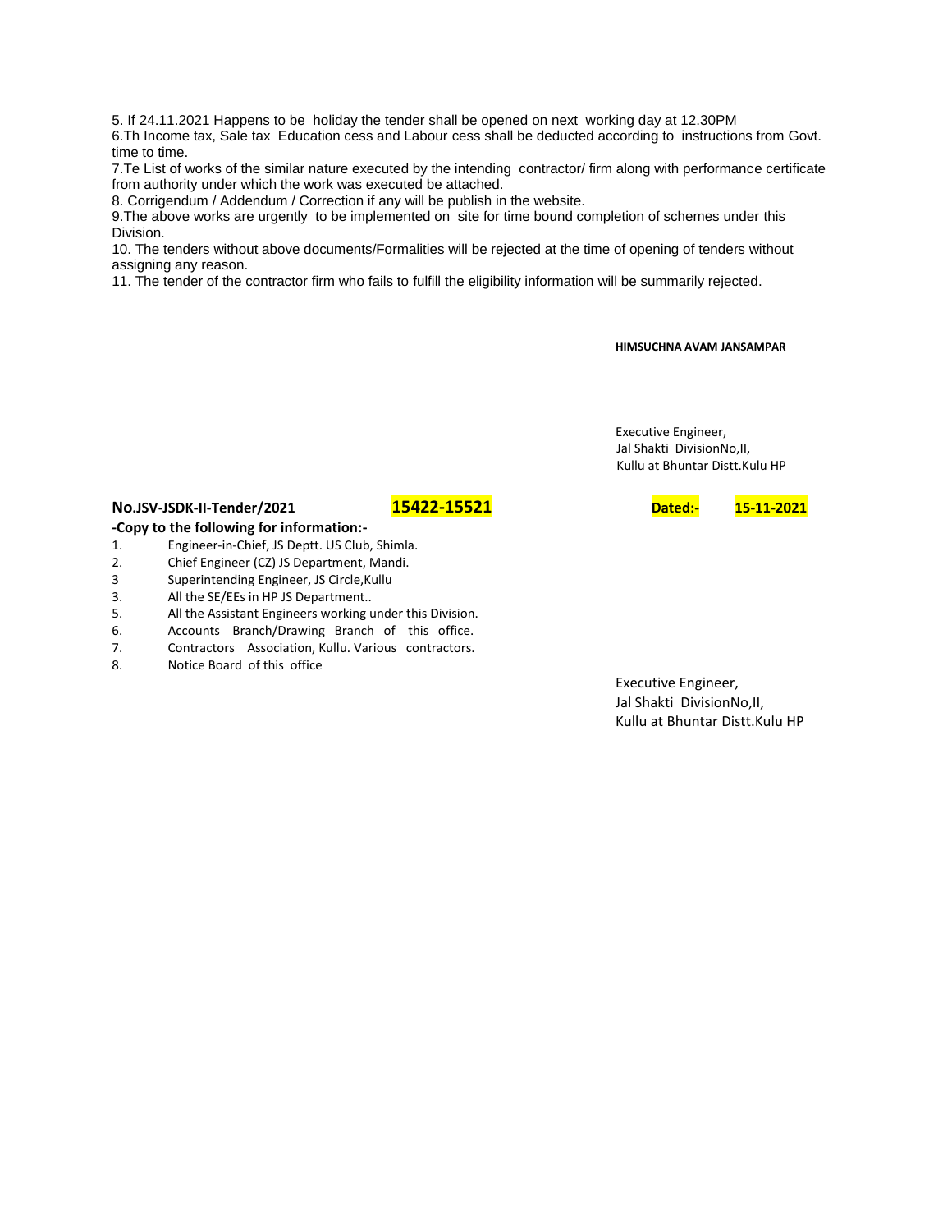5. If 24.11.2021 Happens to be holiday the tender shall be opened on next working day at 12.30PM

6.Th Income tax, Sale tax Education cess and Labour cess shall be deducted according to instructions from Govt. time to time.

7.Te List of works of the similar nature executed by the intending contractor/ firm along with performance certificate from authority under which the work was executed be attached.

8. Corrigendum / Addendum / Correction if any will be publish in the website.

9.The above works are urgently to be implemented on site for time bound completion of schemes under this Division.

10. The tenders without above documents/Formalities will be rejected at the time of opening of tenders without assigning any reason.

11. The tender of the contractor firm who fails to fulfill the eligibility information will be summarily rejected.

**HIMSUCHNA AVAM JANSAMPAR**

Executive Engineer,
Jal Shakti DivisionNo,II,
Kullu at Bhuntar Distt.Kulu HP

**No.JSV-JSDK-II-Tender/2021 15422-15521 Dated:- 15-11-2021**

**-Copy to the following for information:-**

1. Engineer-in-Chief, JS Deptt. US Club, Shimla.
2. Chief Engineer (CZ) JS Department, Mandi.
3 Superintending Engineer, JS Circle,Kullu
3. All the SE/EEs in HP JS Department..
5. All the Assistant Engineers working under this Division.
6. Accounts Branch/Drawing Branch of this office.
7. Contractors Association, Kullu. Various contractors.
8. Notice Board of this office

Executive Engineer,
Jal Shakti DivisionNo,II,
Kullu at Bhuntar Distt.Kulu HP